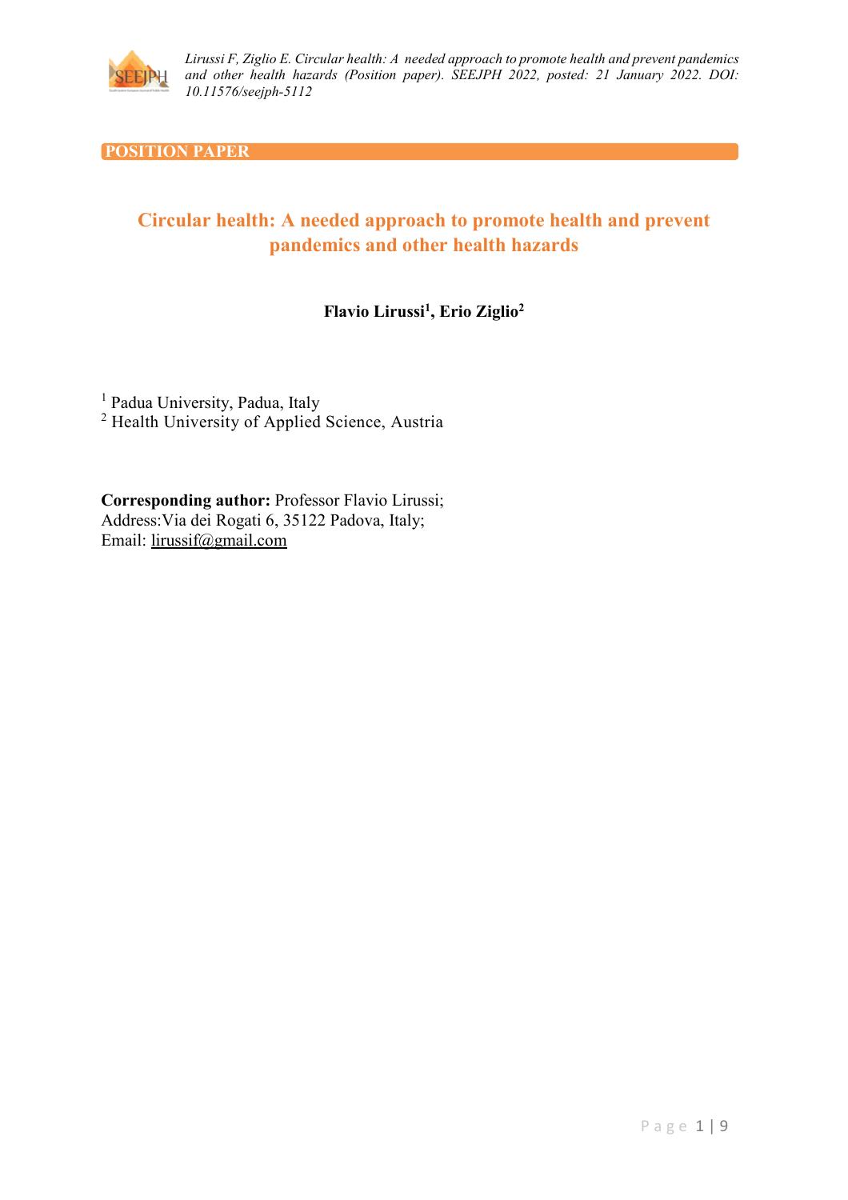POSITION PAPER

# Circular health: A needed approach to promote health and prevent pandemics and other health hazards

**Flavio Lirussi[1], Erio Ziglio[2]**

[1] Padua University, Padua, Italy
[2] Health University of Applied Science, Austria

**Corresponding author:** Professor Flavio Lirussi;
Address:Via dei Rogati 6, 35122 Padova, Italy;
Email: lirussif@gmail.com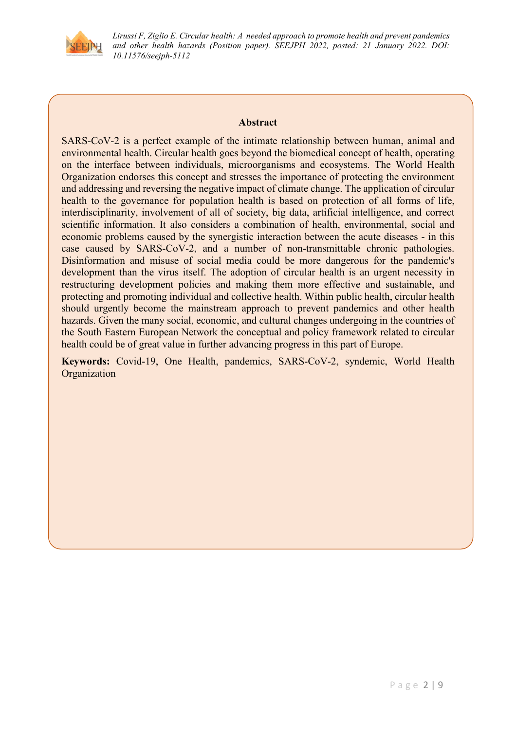## Abstract

SARS-CoV-2 is a perfect example of the intimate relationship between human, animal and environmental health. Circular health goes beyond the biomedical concept of health, operating on the interface between individuals, microorganisms and ecosystems. The World Health Organization endorses this concept and stresses the importance of protecting the environment and addressing and reversing the negative impact of climate change. The application of circular health to the governance for population health is based on protection of all forms of life, interdisciplinarity, involvement of all of society, big data, artificial intelligence, and correct scientific information. It also considers a combination of health, environmental, social and economic problems caused by the synergistic interaction between the acute diseases - in this case caused by SARS-CoV-2, and a number of non-transmittable chronic pathologies. Disinformation and misuse of social media could be more dangerous for the pandemic's development than the virus itself. The adoption of circular health is an urgent necessity in restructuring development policies and making them more effective and sustainable, and protecting and promoting individual and collective health. Within public health, circular health should urgently become the mainstream approach to prevent pandemics and other health hazards. Given the many social, economic, and cultural changes undergoing in the countries of the South Eastern European Network the conceptual and policy framework related to circular health could be of great value in further advancing progress in this part of Europe.

**Keywords:** Covid-19, One Health, pandemics, SARS-CoV-2, syndemic, World Health Organization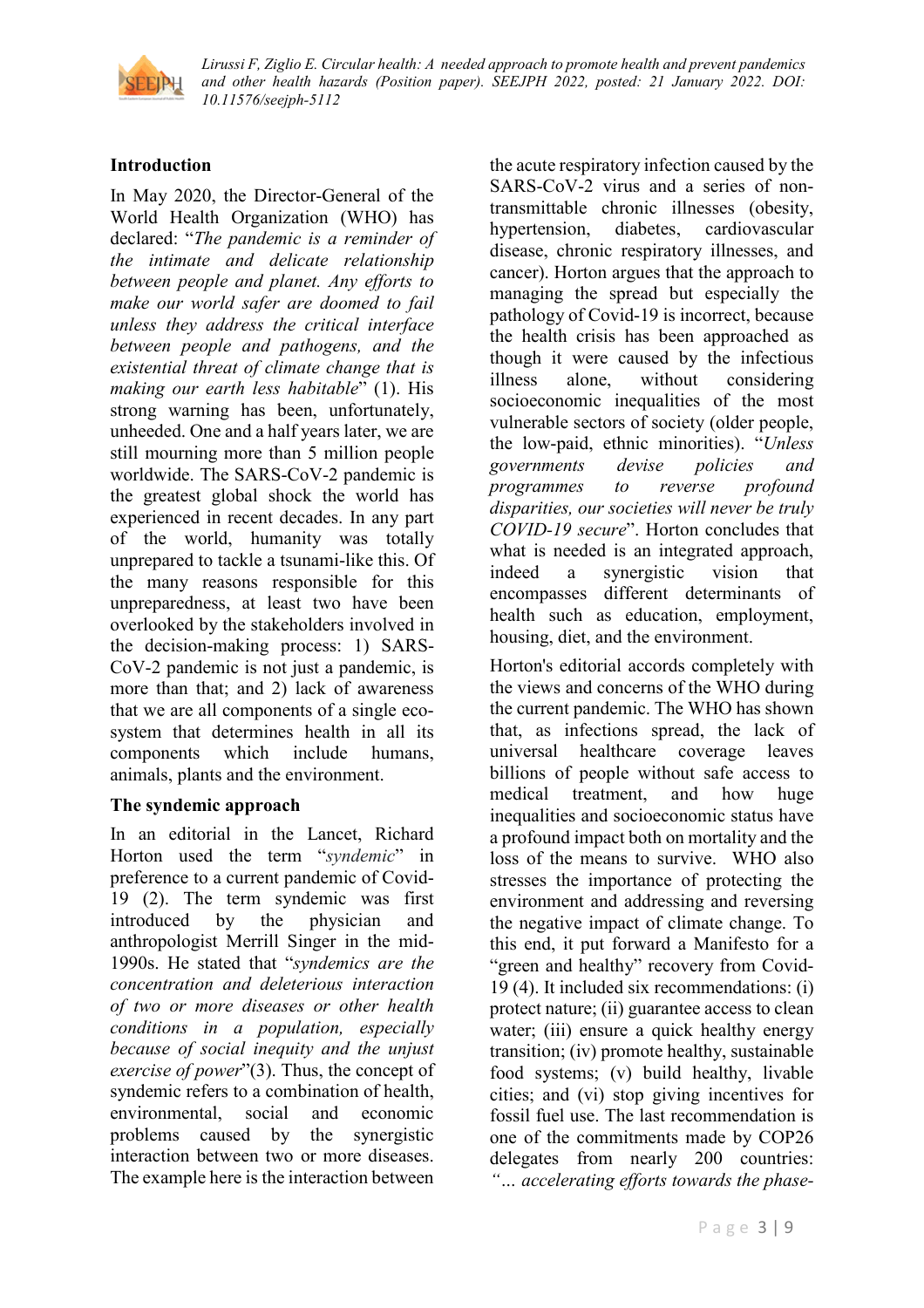## Introduction

In May 2020, the Director-General of the World Health Organization (WHO) has declared: "*The pandemic is a reminder of the intimate and delicate relationship between people and planet. Any efforts to make our world safer are doomed to fail unless they address the critical interface between people and pathogens, and the existential threat of climate change that is making our earth less habitable*" (1). His strong warning has been, unfortunately, unheeded. One and a half years later, we are still mourning more than 5 million people worldwide. The SARS-CoV-2 pandemic is the greatest global shock the world has experienced in recent decades. In any part of the world, humanity was totally unprepared to tackle a tsunami-like this. Of the many reasons responsible for this unpreparedness, at least two have been overlooked by the stakeholders involved in the decision-making process: 1) SARS-CoV-2 pandemic is not just a pandemic, is more than that; and 2) lack of awareness that we are all components of a single eco-system that determines health in all its components which include humans, animals, plants and the environment.

## The syndemic approach

In an editorial in the Lancet, Richard Horton used the term "*syndemic*" in preference to a current pandemic of Covid-19 (2). The term syndemic was first introduced by the physician and anthropologist Merrill Singer in the mid-1990s. He stated that "*syndemics are the concentration and deleterious interaction of two or more diseases or other health conditions in a population, especially because of social inequity and the unjust exercise of power*"(3). Thus, the concept of syndemic refers to a combination of health, environmental, social and economic problems caused by the synergistic interaction between two or more diseases. The example here is the interaction between the acute respiratory infection caused by the SARS-CoV-2 virus and a series of non-transmittable chronic illnesses (obesity, hypertension, diabetes, cardiovascular disease, chronic respiratory illnesses, and cancer). Horton argues that the approach to managing the spread but especially the pathology of Covid-19 is incorrect, because the health crisis has been approached as though it were caused by the infectious illness alone, without considering socioeconomic inequalities of the most vulnerable sectors of society (older people, the low-paid, ethnic minorities). "*Unless governments devise policies and programmes to reverse profound disparities, our societies will never be truly COVID-19 secure*". Horton concludes that what is needed is an integrated approach, indeed a synergistic vision that encompasses different determinants of health such as education, employment, housing, diet, and the environment.

Horton's editorial accords completely with the views and concerns of the WHO during the current pandemic. The WHO has shown that, as infections spread, the lack of universal healthcare coverage leaves billions of people without safe access to medical treatment, and how huge inequalities and socioeconomic status have a profound impact both on mortality and the loss of the means to survive. WHO also stresses the importance of protecting the environment and addressing and reversing the negative impact of climate change. To this end, it put forward a Manifesto for a "green and healthy" recovery from Covid-19 (4). It included six recommendations: (i) protect nature; (ii) guarantee access to clean water; (iii) ensure a quick healthy energy transition; (iv) promote healthy, sustainable food systems; (v) build healthy, livable cities; and (vi) stop giving incentives for fossil fuel use. The last recommendation is one of the commitments made by COP26 delegates from nearly 200 countries: *"… accelerating efforts towards the phase-*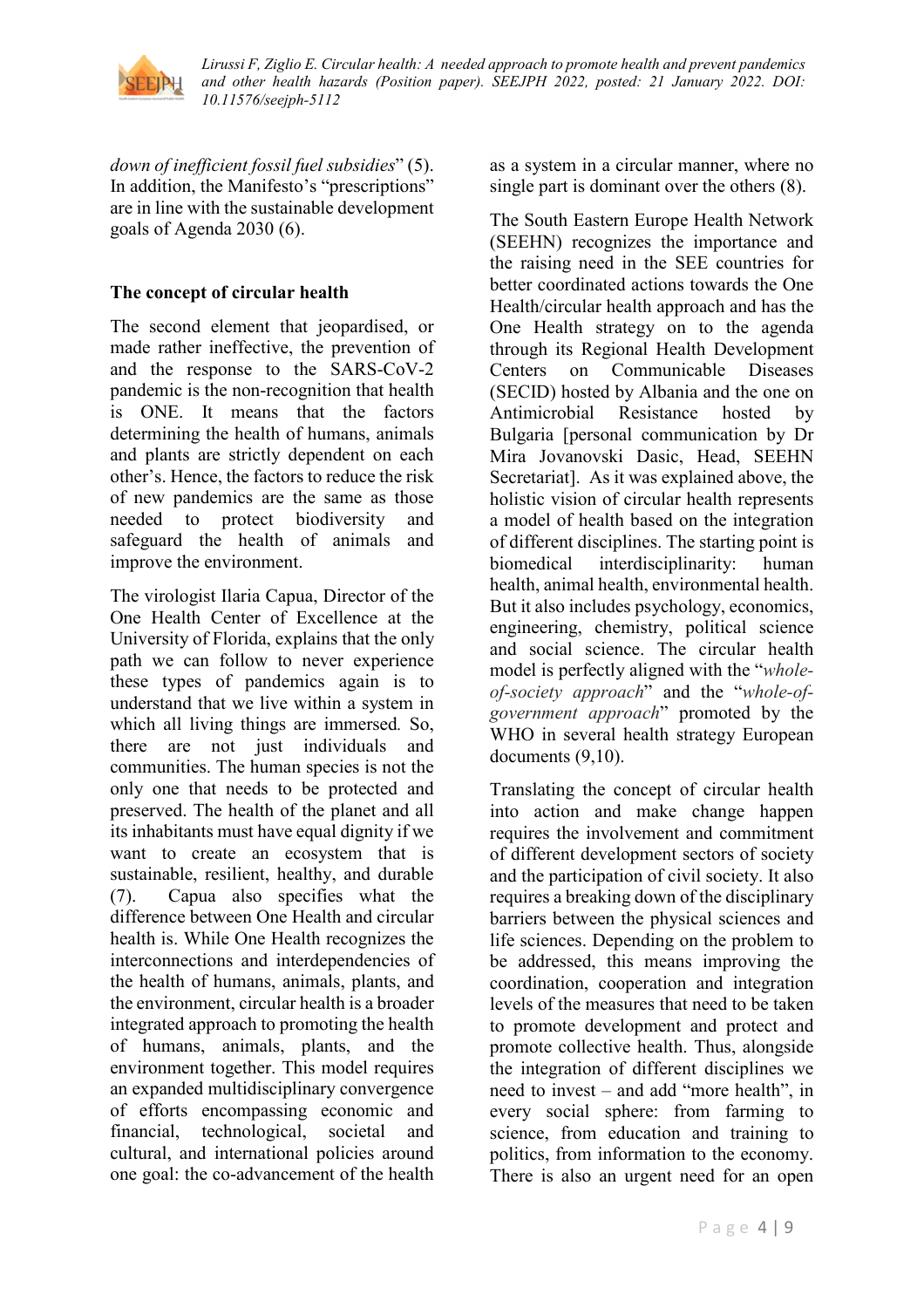*down of inefficient fossil fuel subsidies*" (5). In addition, the Manifesto's "prescriptions" are in line with the sustainable development goals of Agenda 2030 (6).

**The concept of circular health**

The second element that jeopardised, or made rather ineffective, the prevention of and the response to the SARS-CoV-2 pandemic is the non-recognition that health is ONE. It means that the factors determining the health of humans, animals and plants are strictly dependent on each other's. Hence, the factors to reduce the risk of new pandemics are the same as those needed to protect biodiversity and safeguard the health of animals and improve the environment.

The virologist Ilaria Capua, Director of the One Health Center of Excellence at the University of Florida, explains that the only path we can follow to never experience these types of pandemics again is to understand that we live within a system in which all living things are immersed*.* So, there are not just individuals and communities. The human species is not the only one that needs to be protected and preserved. The health of the planet and all its inhabitants must have equal dignity if we want to create an ecosystem that is sustainable, resilient, healthy, and durable (7). Capua also specifies what the difference between One Health and circular health is. While One Health recognizes the interconnections and interdependencies of the health of humans, animals, plants, and the environment, circular health is a broader integrated approach to promoting the health of humans, animals, plants, and the environment together. This model requires an expanded multidisciplinary convergence of efforts encompassing economic and financial, technological, societal and cultural, and international policies around one goal: the co-advancement of the health as a system in a circular manner, where no single part is dominant over the others (8).

The South Eastern Europe Health Network (SEEHN) recognizes the importance and the raising need in the SEE countries for better coordinated actions towards the One Health/circular health approach and has the One Health strategy on to the agenda through its Regional Health Development Centers on Communicable Diseases (SECID) hosted by Albania and the one on Antimicrobial Resistance hosted by Bulgaria [personal communication by Dr Mira Jovanovski Dasic, Head, SEEHN Secretariat]. As it was explained above, the holistic vision of circular health represents a model of health based on the integration of different disciplines. The starting point is biomedical interdisciplinarity: human health, animal health, environmental health. But it also includes psychology, economics, engineering, chemistry, political science and social science. The circular health model is perfectly aligned with the "*whole-of-society approach*" and the "*whole-of-government approach*" promoted by the WHO in several health strategy European documents (9,10).

Translating the concept of circular health into action and make change happen requires the involvement and commitment of different development sectors of society and the participation of civil society. It also requires a breaking down of the disciplinary barriers between the physical sciences and life sciences. Depending on the problem to be addressed, this means improving the coordination, cooperation and integration levels of the measures that need to be taken to promote development and protect and promote collective health. Thus, alongside the integration of different disciplines we need to invest – and add "more health", in every social sphere: from farming to science, from education and training to politics, from information to the economy. There is also an urgent need for an open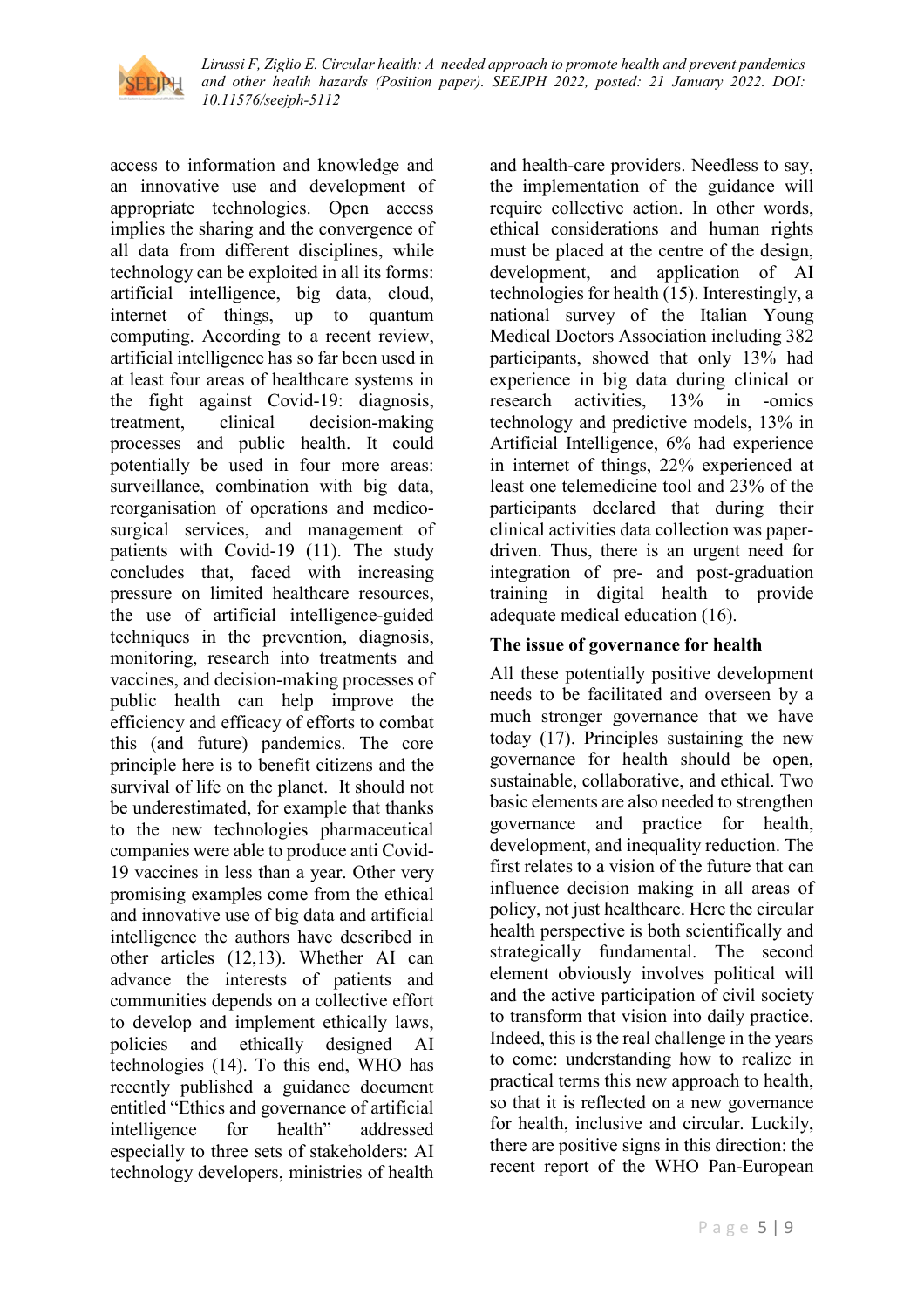access to information and knowledge and an innovative use and development of appropriate technologies. Open access implies the sharing and the convergence of all data from different disciplines, while technology can be exploited in all its forms: artificial intelligence, big data, cloud, internet of things, up to quantum computing. According to a recent review, artificial intelligence has so far been used in at least four areas of healthcare systems in the fight against Covid-19: diagnosis, treatment, clinical decision-making processes and public health. It could potentially be used in four more areas: surveillance, combination with big data, reorganisation of operations and medico-surgical services, and management of patients with Covid-19 (11). The study concludes that, faced with increasing pressure on limited healthcare resources, the use of artificial intelligence-guided techniques in the prevention, diagnosis, monitoring, research into treatments and vaccines, and decision-making processes of public health can help improve the efficiency and efficacy of efforts to combat this (and future) pandemics. The core principle here is to benefit citizens and the survival of life on the planet. It should not be underestimated, for example that thanks to the new technologies pharmaceutical companies were able to produce anti Covid-19 vaccines in less than a year. Other very promising examples come from the ethical and innovative use of big data and artificial intelligence the authors have described in other articles (12,13). Whether AI can advance the interests of patients and communities depends on a collective effort to develop and implement ethically laws, policies and ethically designed AI technologies (14). To this end, WHO has recently published a guidance document entitled "Ethics and governance of artificial intelligence for health" addressed especially to three sets of stakeholders: AI technology developers, ministries of health and health-care providers. Needless to say, the implementation of the guidance will require collective action. In other words, ethical considerations and human rights must be placed at the centre of the design, development, and application of AI technologies for health (15). Interestingly, a national survey of the Italian Young Medical Doctors Association including 382 participants, showed that only 13% had experience in big data during clinical or research activities, 13% in -omics technology and predictive models, 13% in Artificial Intelligence, 6% had experience in internet of things, 22% experienced at least one telemedicine tool and 23% of the participants declared that during their clinical activities data collection was paper-driven. Thus, there is an urgent need for integration of pre- and post-graduation training in digital health to provide adequate medical education (16).

**The issue of governance for health**

All these potentially positive development needs to be facilitated and overseen by a much stronger governance that we have today (17). Principles sustaining the new governance for health should be open, sustainable, collaborative, and ethical. Two basic elements are also needed to strengthen governance and practice for health, development, and inequality reduction. The first relates to a vision of the future that can influence decision making in all areas of policy, not just healthcare. Here the circular health perspective is both scientifically and strategically fundamental. The second element obviously involves political will and the active participation of civil society to transform that vision into daily practice. Indeed, this is the real challenge in the years to come: understanding how to realize in practical terms this new approach to health, so that it is reflected on a new governance for health, inclusive and circular. Luckily, there are positive signs in this direction: the recent report of the WHO Pan-European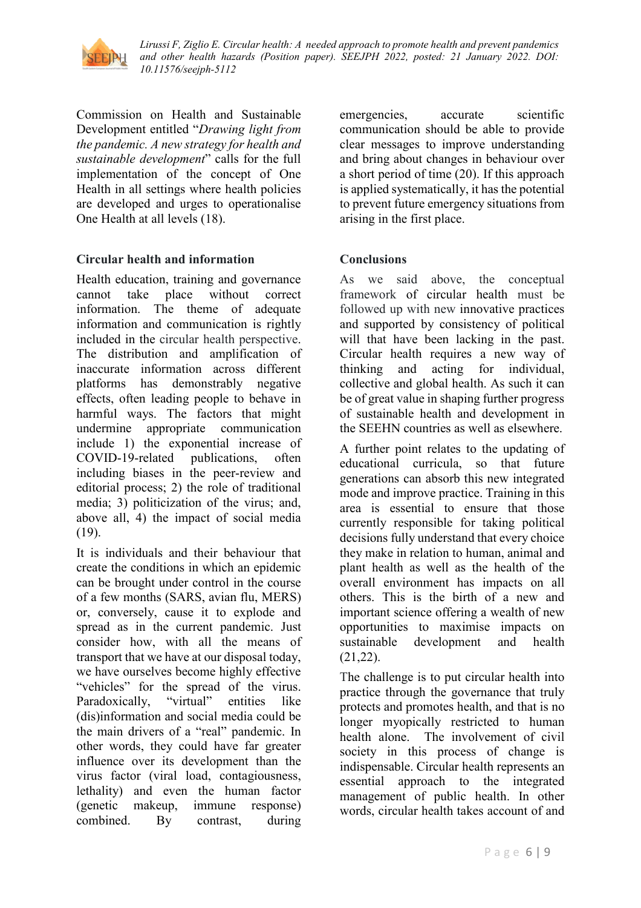Commission on Health and Sustainable Development entitled "*Drawing light from the pandemic. A new strategy for health and sustainable development*" calls for the full implementation of the concept of One Health in all settings where health policies are developed and urges to operationalise One Health at all levels (18).

### Circular health and information

Health education, training and governance cannot take place without correct information. The theme of adequate information and communication is rightly included in the circular health perspective. The distribution and amplification of inaccurate information across different platforms has demonstrably negative effects, often leading people to behave in harmful ways. The factors that might undermine appropriate communication include 1) the exponential increase of COVID-19-related publications, often including biases in the peer-review and editorial process; 2) the role of traditional media; 3) politicization of the virus; and, above all, 4) the impact of social media (19).

It is individuals and their behaviour that create the conditions in which an epidemic can be brought under control in the course of a few months (SARS, avian flu, MERS) or, conversely, cause it to explode and spread as in the current pandemic. Just consider how, with all the means of transport that we have at our disposal today, we have ourselves become highly effective "vehicles" for the spread of the virus. Paradoxically, "virtual" entities like (dis)information and social media could be the main drivers of a "real" pandemic. In other words, they could have far greater influence over its development than the virus factor (viral load, contagiousness, lethality) and even the human factor (genetic makeup, immune response) combined. By contrast, during emergencies, accurate scientific communication should be able to provide clear messages to improve understanding and bring about changes in behaviour over a short period of time (20). If this approach is applied systematically, it has the potential to prevent future emergency situations from arising in the first place.

### Conclusions

As we said above, the conceptual framework of circular health must be followed up with new innovative practices and supported by consistency of political will that have been lacking in the past. Circular health requires a new way of thinking and acting for individual, collective and global health. As such it can be of great value in shaping further progress of sustainable health and development in the SEEHN countries as well as elsewhere.

A further point relates to the updating of educational curricula, so that future generations can absorb this new integrated mode and improve practice. Training in this area is essential to ensure that those currently responsible for taking political decisions fully understand that every choice they make in relation to human, animal and plant health as well as the health of the overall environment has impacts on all others. This is the birth of a new and important science offering a wealth of new opportunities to maximise impacts on sustainable development and health (21,22).

The challenge is to put circular health into practice through the governance that truly protects and promotes health, and that is no longer myopically restricted to human health alone. The involvement of civil society in this process of change is indispensable. Circular health represents an essential approach to the integrated management of public health. In other words, circular health takes account of and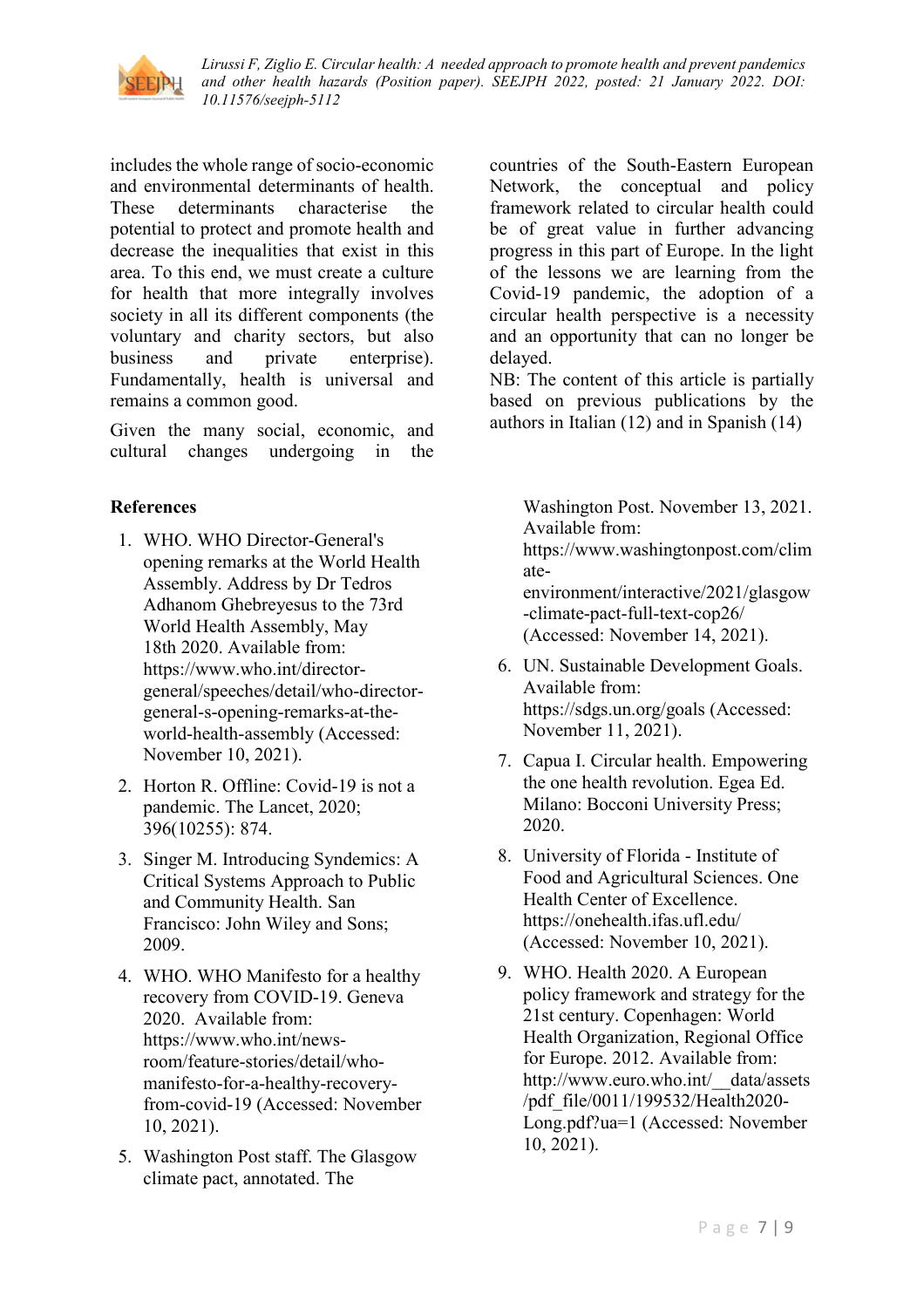includes the whole range of socio-economic and environmental determinants of health. These determinants characterise the potential to protect and promote health and decrease the inequalities that exist in this area. To this end, we must create a culture for health that more integrally involves society in all its different components (the voluntary and charity sectors, but also business and private enterprise). Fundamentally, health is universal and remains a common good.

Given the many social, economic, and cultural changes undergoing in the countries of the South-Eastern European Network, the conceptual and policy framework related to circular health could be of great value in further advancing progress in this part of Europe. In the light of the lessons we are learning from the Covid-19 pandemic, the adoption of a circular health perspective is a necessity and an opportunity that can no longer be delayed.

NB: The content of this article is partially based on previous publications by the authors in Italian (12) and in Spanish (14)

## References

1. WHO. WHO Director-General's opening remarks at the World Health Assembly. Address by Dr Tedros Adhanom Ghebreyesus to the 73rd World Health Assembly, May 18th 2020. Available from: https://www.who.int/director-general/speeches/detail/who-director-general-s-opening-remarks-at-the-world-health-assembly (Accessed: November 10, 2021).
2. Horton R. Offline: Covid-19 is not a pandemic. The Lancet, 2020; 396(10255): 874.
3. Singer M. Introducing Syndemics: A Critical Systems Approach to Public and Community Health. San Francisco: John Wiley and Sons; 2009.
4. WHO. WHO Manifesto for a healthy recovery from COVID-19. Geneva 2020. Available from: https://www.who.int/news-room/feature-stories/detail/who-manifesto-for-a-healthy-recovery-from-covid-19 (Accessed: November 10, 2021).
5. Washington Post staff. The Glasgow climate pact, annotated. The Washington Post. November 13, 2021. Available from: https://www.washingtonpost.com/climate-environment/interactive/2021/glasgow-climate-pact-full-text-cop26/ (Accessed: November 14, 2021).
6. UN. Sustainable Development Goals. Available from: https://sdgs.un.org/goals (Accessed: November 11, 2021).
7. Capua I. Circular health. Empowering the one health revolution. Egea Ed. Milano: Bocconi University Press; 2020.
8. University of Florida - Institute of Food and Agricultural Sciences. One Health Center of Excellence. https://onehealth.ifas.ufl.edu/ (Accessed: November 10, 2021).
9. WHO. Health 2020. A European policy framework and strategy for the 21st century. Copenhagen: World Health Organization, Regional Office for Europe. 2012. Available from: http://www.euro.who.int/__data/assets/pdf_file/0011/199532/Health2020-Long.pdf?ua=1 (Accessed: November 10, 2021).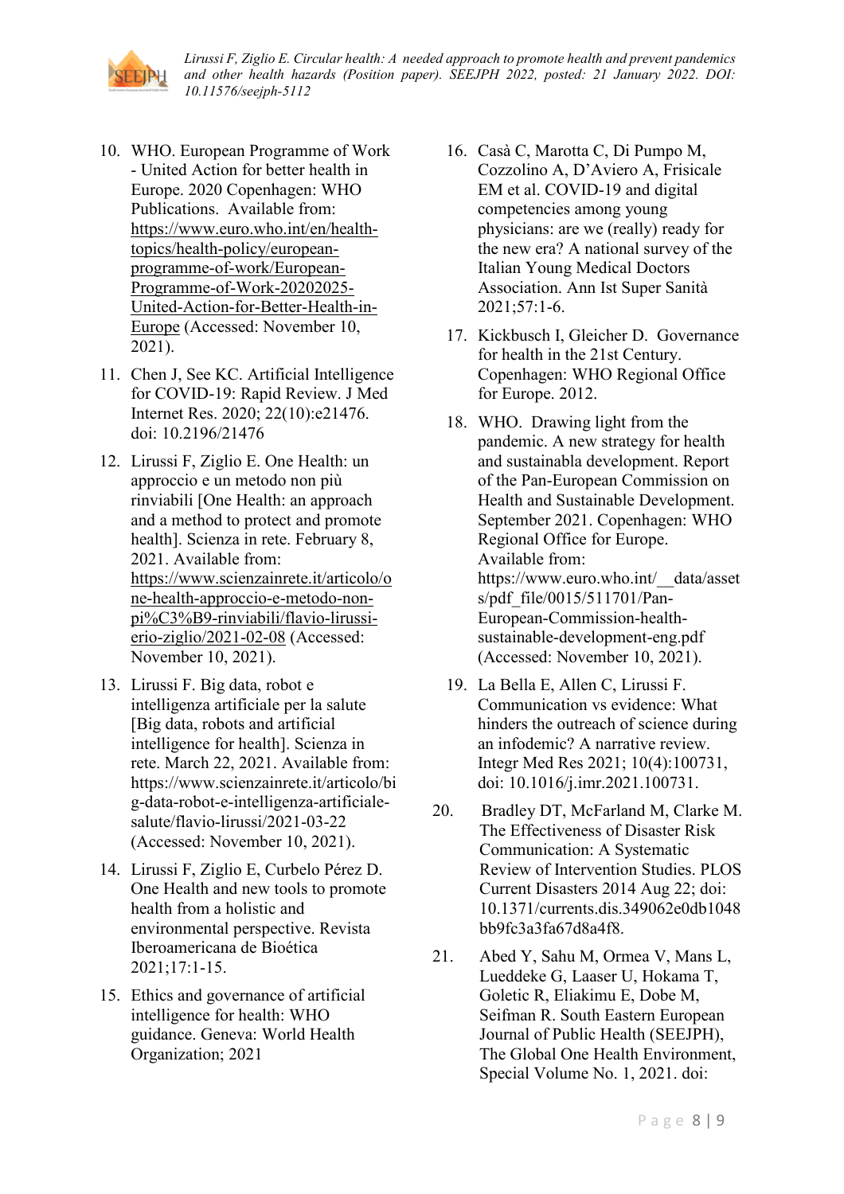10. WHO. European Programme of Work - United Action for better health in Europe. 2020 Copenhagen: WHO Publications. Available from: https://www.euro.who.int/en/health-topics/health-policy/european-programme-of-work/European-Programme-of-Work-20202025-United-Action-for-Better-Health-in-Europe (Accessed: November 10, 2021).
11. Chen J, See KC. Artificial Intelligence for COVID-19: Rapid Review. J Med Internet Res. 2020; 22(10):e21476. doi: 10.2196/21476
12. Lirussi F, Ziglio E. One Health: un approccio e un metodo non più rinviabili [One Health: an approach and a method to protect and promote health]. Scienza in rete. February 8, 2021. Available from: https://www.scienzainrete.it/articolo/one-health-approccio-e-metodo-non-pi%C3%B9-rinviabili/flavio-lirussi-erio-ziglio/2021-02-08 (Accessed: November 10, 2021).
13. Lirussi F. Big data, robot e intelligenza artificiale per la salute [Big data, robots and artificial intelligence for health]. Scienza in rete. March 22, 2021. Available from: https://www.scienzainrete.it/articolo/big-data-robot-e-intelligenza-artificiale-salute/flavio-lirussi/2021-03-22 (Accessed: November 10, 2021).
14. Lirussi F, Ziglio E, Curbelo Pérez D. One Health and new tools to promote health from a holistic and environmental perspective. Revista Iberoamericana de Bioética 2021;17:1-15.
15. Ethics and governance of artificial intelligence for health: WHO guidance. Geneva: World Health Organization; 2021
16. Casà C, Marotta C, Di Pumpo M, Cozzolino A, D'Aviero A, Frisicale EM et al. COVID-19 and digital competencies among young physicians: are we (really) ready for the new era? A national survey of the Italian Young Medical Doctors Association. Ann Ist Super Sanità 2021;57:1-6.
17. Kickbusch I, Gleicher D. Governance for health in the 21st Century. Copenhagen: WHO Regional Office for Europe. 2012.
18. WHO. Drawing light from the pandemic. A new strategy for health and sustainabla development. Report of the Pan-European Commission on Health and Sustainable Development. September 2021. Copenhagen: WHO Regional Office for Europe. Available from: https://www.euro.who.int/__data/assets/pdf_file/0015/511701/Pan-European-Commission-health-sustainable-development-eng.pdf (Accessed: November 10, 2021).
19. La Bella E, Allen C, Lirussi F. Communication vs evidence: What hinders the outreach of science during an infodemic? A narrative review. Integr Med Res 2021; 10(4):100731, doi: 10.1016/j.imr.2021.100731.
20. Bradley DT, McFarland M, Clarke M. The Effectiveness of Disaster Risk Communication: A Systematic Review of Intervention Studies. PLOS Current Disasters 2014 Aug 22; doi: 10.1371/currents.dis.349062e0db1048bb9fc3a3fa67d8a4f8.
21. Abed Y, Sahu M, Ormea V, Mans L, Lueddeke G, Laaser U, Hokama T, Goletic R, Eliakimu E, Dobe M, Seifman R. South Eastern European Journal of Public Health (SEEJPH), The Global One Health Environment, Special Volume No. 1, 2021. doi: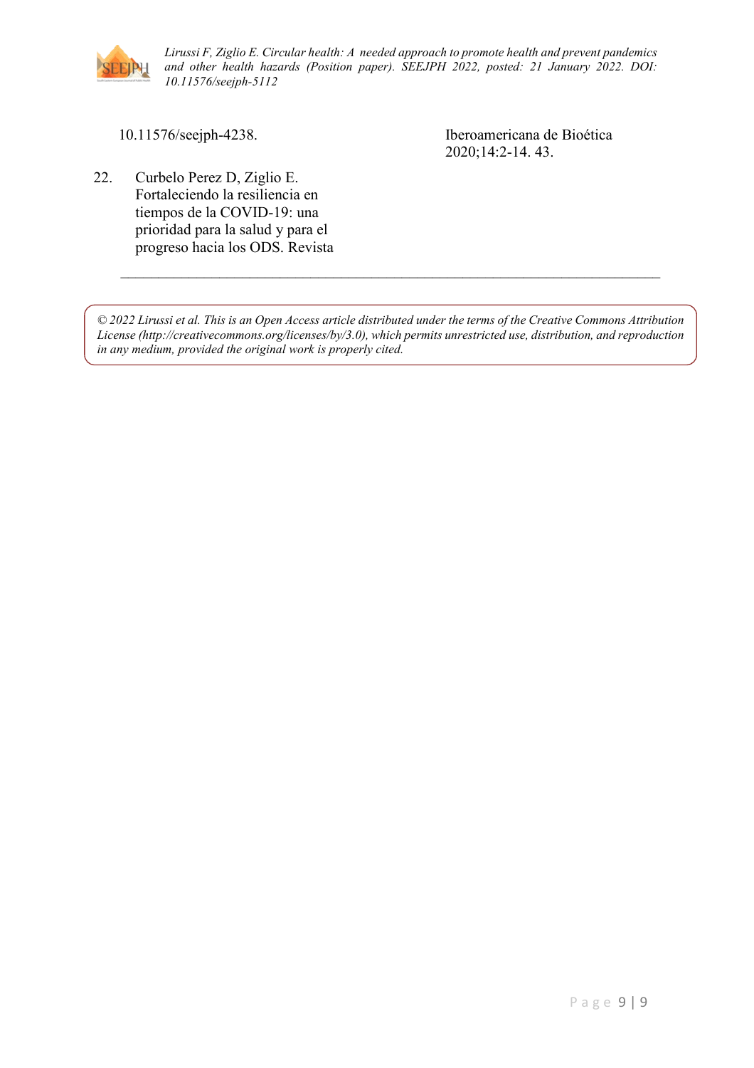10.11576/seejph-4238.

22. Curbelo Perez D, Ziglio E. Fortaleciendo la resiliencia en tiempos de la COVID-19: una prioridad para la salud y para el progreso hacia los ODS. Revista Iberoamericana de Bioética 2020;14:2-14. 43.

---

*© 2022 Lirussi et al. This is an Open Access article distributed under the terms of the Creative Commons Attribution License (http://creativecommons.org/licenses/by/3.0), which permits unrestricted use, distribution, and reproduction in any medium, provided the original work is properly cited.*